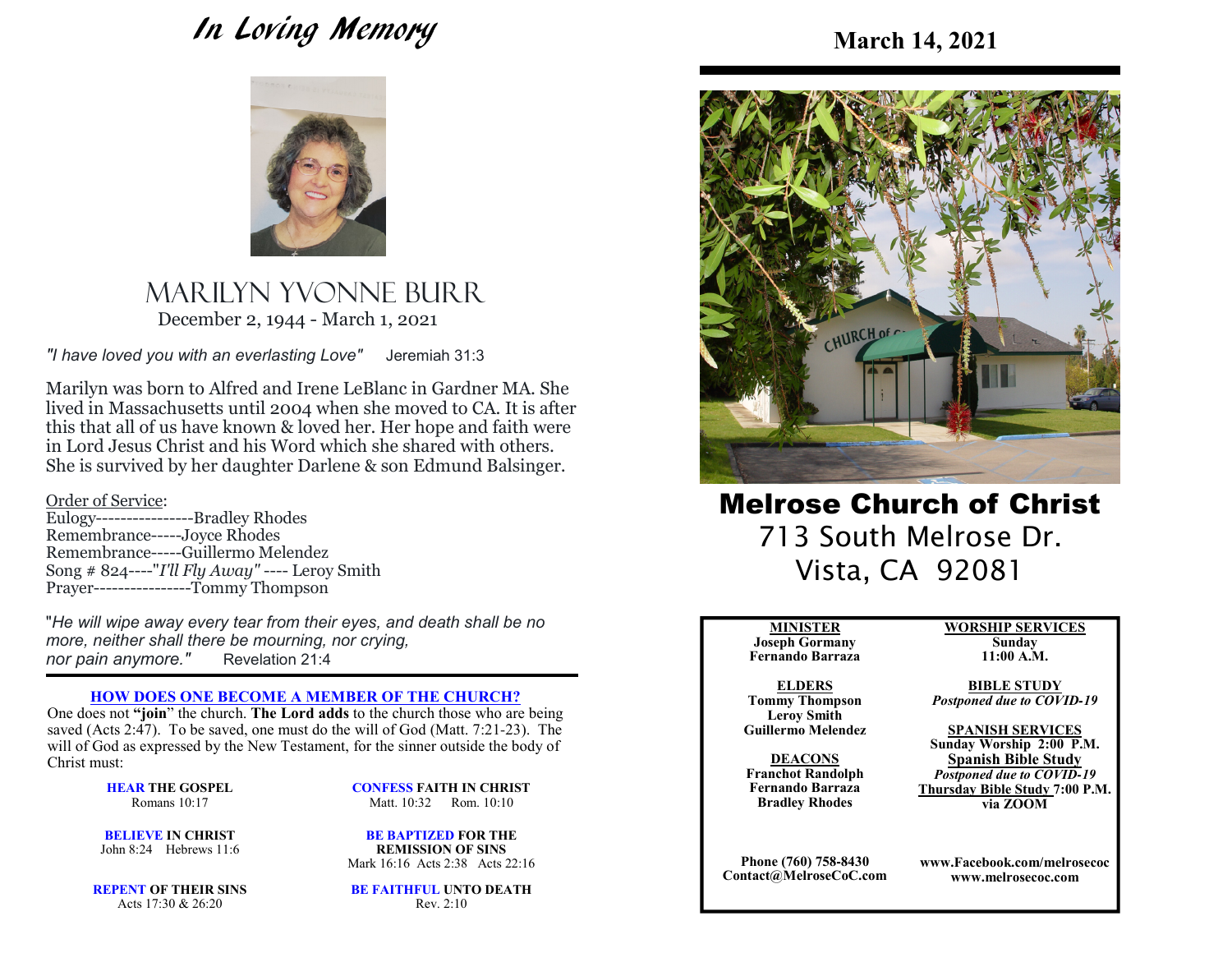# In Loving Memory

## MARILYN YVONNE BURR

December 2, 1944 - March 1, 2021

*"I have loved you with an everlasting Love"* Jeremiah 31:3

Marilyn was born to Alfred and Irene LeBlanc in Gardner MA. She lived in Massachusetts until 2004 when she moved to CA. It is after this that all of us have known & loved her. Her hope and faith were in Lord Jesus Christ and his Word which she shared with others. She is survived by her daughter Darlene & son Edmund Balsinger.

Order of Service:

Eulogy----------------Bradley Rhodes
Remembrance-----Joyce Rhodes
Remembrance-----Guillermo Melendez
Song # 824----*"I'll Fly Away"* ---- Leroy Smith
Prayer----------------Tommy Thompson

"*He will wipe away every tear from their eyes, and death shall be no more, neither shall there be mourning, nor crying, nor pain anymore."* Revelation 21:4

---

### HOW DOES ONE BECOME A MEMBER OF THE CHURCH?

One does not **"join"** the church. **The Lord adds** to the church those who are being saved (Acts 2:47). To be saved, one must do the will of God (Matt. 7:21-23). The will of God as expressed by the New Testament, for the sinner outside the body of Christ must:

**HEAR THE GOSPEL**
Romans 10:17

**BELIEVE IN CHRIST**
John 8:24 Hebrews 11:6

**REPENT OF THEIR SINS**
Acts 17:30 & 26:20

**CONFESS FAITH IN CHRIST**
Matt. 10:32 Rom. 10:10

**BE BAPTIZED FOR THE REMISSION OF SINS**
Mark 16:16 Acts 2:38 Acts 22:16

**BE FAITHFUL UNTO DEATH**
Rev. 2:10

---

**March 14, 2021**

# Melrose Church of Christ

713 South Melrose Dr.
Vista, CA 92081

**MINISTER**
Joseph Gormany
Fernando Barraza

**ELDERS**
Tommy Thompson
Leroy Smith
Guillermo Melendez

**DEACONS**
Franchot Randolph
Fernando Barraza
Bradley Rhodes

**WORSHIP SERVICES**
Sunday
11:00 A.M.

**BIBLE STUDY**
*Postponed due to COVID-19*

**SPANISH SERVICES**
Sunday Worship 2:00 P.M.
**Spanish Bible Study**
*Postponed due to COVID-19*
**Thursday Bible Study** 7:00 P.M. via ZOOM

Phone (760) 758-8430
Contact@MelroseCoC.com

www.Facebook.com/melrosecoc
www.melrosecoc.com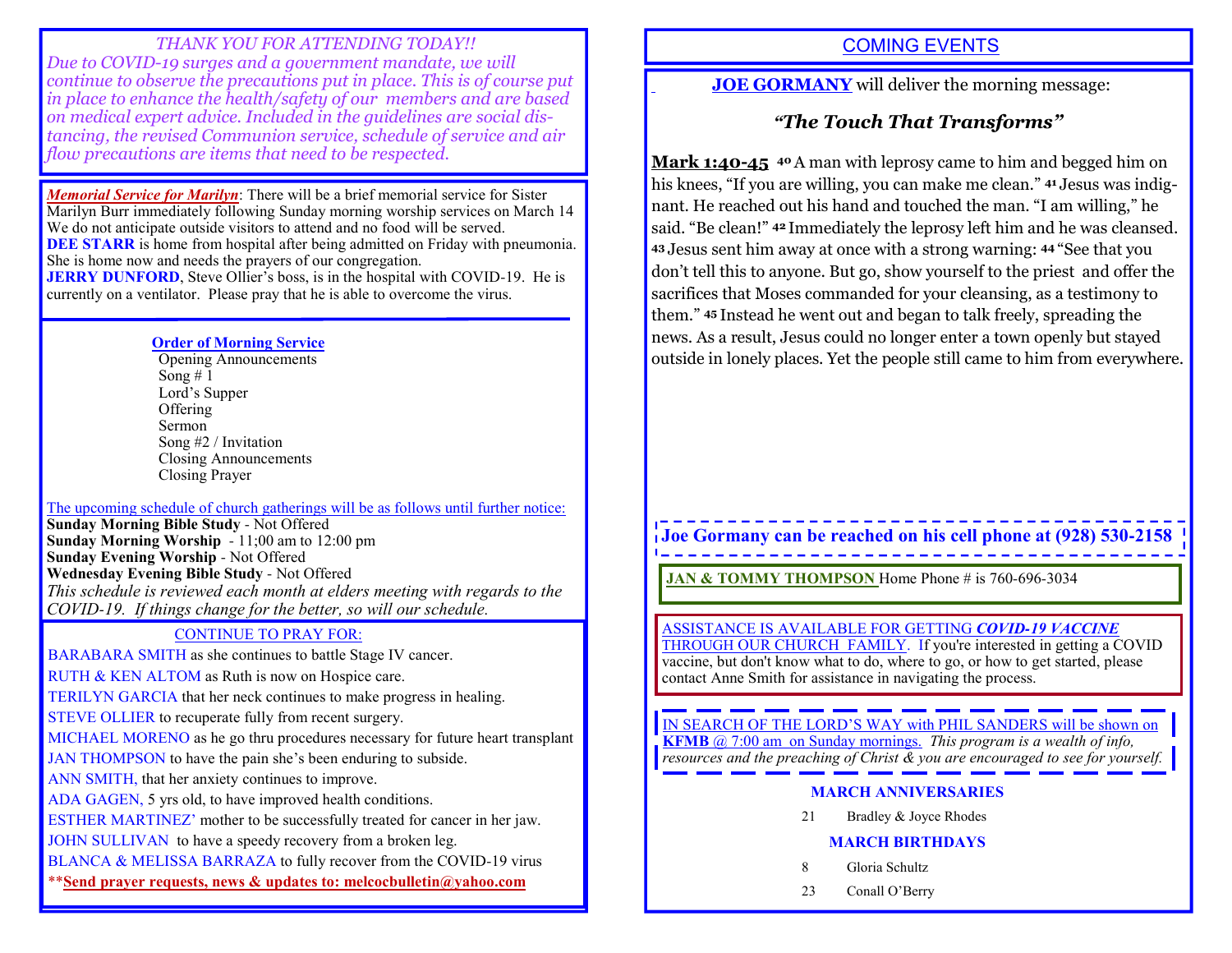*THANK YOU FOR ATTENDING TODAY!!*

*Due to COVID-19 surges and a government mandate, we will continue to observe the precautions put in place. This is of course put in place to enhance the health/safety of our members and are based on medical expert advice. Included in the guidelines are social distancing, the revised Communion service, schedule of service and air flow precautions are items that need to be respected.*

***Memorial Service for Marilyn***: There will be a brief memorial service for Sister Marilyn Burr immediately following Sunday morning worship services on March 14 We do not anticipate outside visitors to attend and no food will be served.

**DEE STARR** is home from hospital after being admitted on Friday with pneumonia. She is home now and needs the prayers of our congregation.

**JERRY DUNFORD**, Steve Ollier's boss, is in the hospital with COVID-19. He is currently on a ventilator. Please pray that he is able to overcome the virus.

**Order of Morning Service**

- Opening Announcements
- Song # 1
- Lord's Supper
- Offering
- Sermon
- Song #2 / Invitation
- Closing Announcements
- Closing Prayer

The upcoming schedule of church gatherings will be as follows until further notice:

**Sunday Morning Bible Study** - Not Offered
**Sunday Morning Worship** - 11;00 am to 12:00 pm
**Sunday Evening Worship** - Not Offered
**Wednesday Evening Bible Study** - Not Offered

*This schedule is reviewed each month at elders meeting with regards to the COVID-19. If things change for the better, so will our schedule.*

CONTINUE TO PRAY FOR:

BARABARA SMITH as she continues to battle Stage IV cancer.
RUTH & KEN ALTOM as Ruth is now on Hospice care.
TERILYN GARCIA that her neck continues to make progress in healing.
STEVE OLLIER to recuperate fully from recent surgery.
MICHAEL MORENO as he go thru procedures necessary for future heart transplant
JAN THOMPSON to have the pain she's been enduring to subside.
ANN SMITH, that her anxiety continues to improve.
ADA GAGEN, 5 yrs old, to have improved health conditions.
ESTHER MARTINEZ' mother to be successfully treated for cancer in her jaw.
JOHN SULLIVAN to have a speedy recovery from a broken leg.
BLANCA & MELISSA BARRAZA to fully recover from the COVID-19 virus

****Send prayer requests, news & updates to: melcocbulletin@yahoo.com**

## COMING EVENTS

**JOE GORMANY** will deliver the morning message:

***"The Touch That Transforms"***

**Mark 1:40-45** [40] A man with leprosy came to him and begged him on his knees, "If you are willing, you can make me clean." [41] Jesus was indignant. He reached out his hand and touched the man. "I am willing," he said. "Be clean!" [42] Immediately the leprosy left him and he was cleansed. [43] Jesus sent him away at once with a strong warning: [44] "See that you don't tell this to anyone. But go, show yourself to the priest and offer the sacrifices that Moses commanded for your cleansing, as a testimony to them." [45] Instead he went out and began to talk freely, spreading the news. As a result, Jesus could no longer enter a town openly but stayed outside in lonely places. Yet the people still came to him from everywhere.

**Joe Gormany can be reached on his cell phone at (928) 530-2158**

**JAN & TOMMY THOMPSON** Home Phone # is 760-696-3034

ASSISTANCE IS AVAILABLE FOR GETTING ***COVID-19 VACCINE*** THROUGH OUR CHURCH FAMILY. If you're interested in getting a COVID vaccine, but don't know what to do, where to go, or how to get started, please contact Anne Smith for assistance in navigating the process.

IN SEARCH OF THE LORD'S WAY with PHIL SANDERS will be shown on **KFMB** @ 7:00 am on Sunday mornings. *This program is a wealth of info, resources and the preaching of Christ & you are encouraged to see for yourself.*

**MARCH ANNIVERSARIES**

21 Bradley & Joyce Rhodes

**MARCH BIRTHDAYS**

8 Gloria Schultz
23 Conall O'Berry